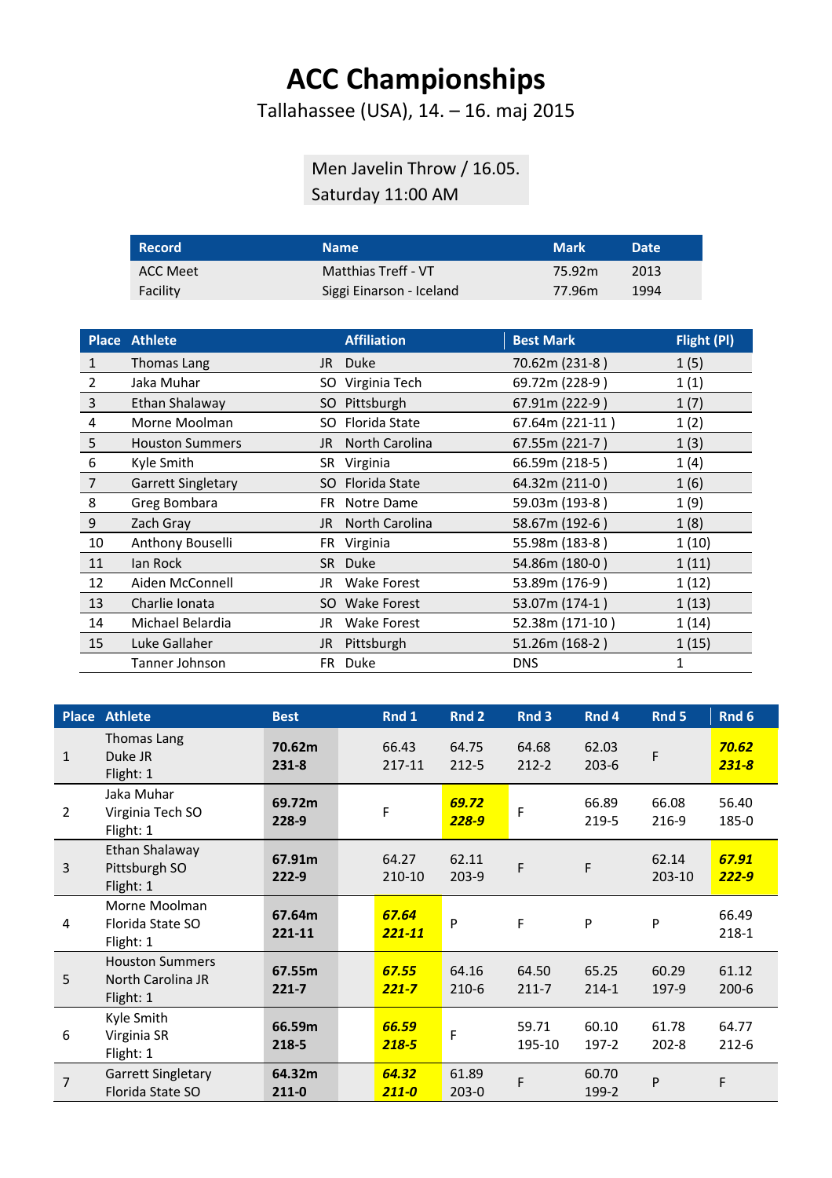# ACC Championships

Tallahassee (USA), 14. – 16. maj 2015

Men Javelin Throw / 16.05.
Saturday 11:00 AM

| Record | Name | Mark | Date |
|---|---|---|---|
| ACC Meet | Matthias Treff - VT | 75.92m | 2013 |
| Facility | Siggi Einarson - Iceland | 77.96m | 1994 |

| Place | Athlete | | Affiliation | Best Mark | Flight (Pl) |
|---|---|---|---|---|---|
| 1 | Thomas Lang | JR | Duke | 70.62m (231-8 ) | 1 (5) |
| 2 | Jaka Muhar | SO | Virginia Tech | 69.72m (228-9 ) | 1 (1) |
| 3 | Ethan Shalaway | SO | Pittsburgh | 67.91m (222-9 ) | 1 (7) |
| 4 | Morne Moolman | SO | Florida State | 67.64m (221-11 ) | 1 (2) |
| 5 | Houston Summers | JR | North Carolina | 67.55m (221-7 ) | 1 (3) |
| 6 | Kyle Smith | SR | Virginia | 66.59m (218-5 ) | 1 (4) |
| 7 | Garrett Singletary | SO | Florida State | 64.32m (211-0 ) | 1 (6) |
| 8 | Greg Bombara | FR | Notre Dame | 59.03m (193-8 ) | 1 (9) |
| 9 | Zach Gray | JR | North Carolina | 58.67m (192-6 ) | 1 (8) |
| 10 | Anthony Bouselli | FR | Virginia | 55.98m (183-8 ) | 1 (10) |
| 11 | Ian Rock | SR | Duke | 54.86m (180-0 ) | 1 (11) |
| 12 | Aiden McConnell | JR | Wake Forest | 53.89m (176-9 ) | 1 (12) |
| 13 | Charlie Ionata | SO | Wake Forest | 53.07m (174-1 ) | 1 (13) |
| 14 | Michael Belardia | JR | Wake Forest | 52.38m (171-10 ) | 1 (14) |
| 15 | Luke Gallaher | JR | Pittsburgh | 51.26m (168-2 ) | 1 (15) |
| | Tanner Johnson | FR | Duke | DNS | 1 |

| Place | Athlete | Best | Rnd 1 | Rnd 2 | Rnd 3 | Rnd 4 | Rnd 5 | Rnd 6 |
|---|---|---|---|---|---|---|---|---|
| 1 | Thomas Lang<br>Duke JR<br>Flight: 1 | **70.62m<br>231-8** | 66.43<br>217-11 | 64.75<br>212-5 | 64.68<br>212-2 | 62.03<br>203-6 | F | ***70.62<br>231-8*** |
| 2 | Jaka Muhar<br>Virginia Tech SO<br>Flight: 1 | **69.72m<br>228-9** | F | ***69.72<br>228-9*** | F | 66.89<br>219-5 | 66.08<br>216-9 | 56.40<br>185-0 |
| 3 | Ethan Shalaway<br>Pittsburgh SO<br>Flight: 1 | **67.91m<br>222-9** | 64.27<br>210-10 | 62.11<br>203-9 | F | F | 62.14<br>203-10 | ***67.91<br>222-9*** |
| 4 | Morne Moolman<br>Florida State SO<br>Flight: 1 | **67.64m<br>221-11** | ***67.64<br>221-11*** | P | F | P | P | 66.49<br>218-1 |
| 5 | Houston Summers<br>North Carolina JR<br>Flight: 1 | **67.55m<br>221-7** | ***67.55<br>221-7*** | 64.16<br>210-6 | 64.50<br>211-7 | 65.25<br>214-1 | 60.29<br>197-9 | 61.12<br>200-6 |
| 6 | Kyle Smith<br>Virginia SR<br>Flight: 1 | **66.59m<br>218-5** | ***66.59<br>218-5*** | F | 59.71<br>195-10 | 60.10<br>197-2 | 61.78<br>202-8 | 64.77<br>212-6 |
| 7 | Garrett Singletary<br>Florida State SO | **64.32m<br>211-0** | ***64.32<br>211-0*** | 61.89<br>203-0 | F | 60.70<br>199-2 | P | F |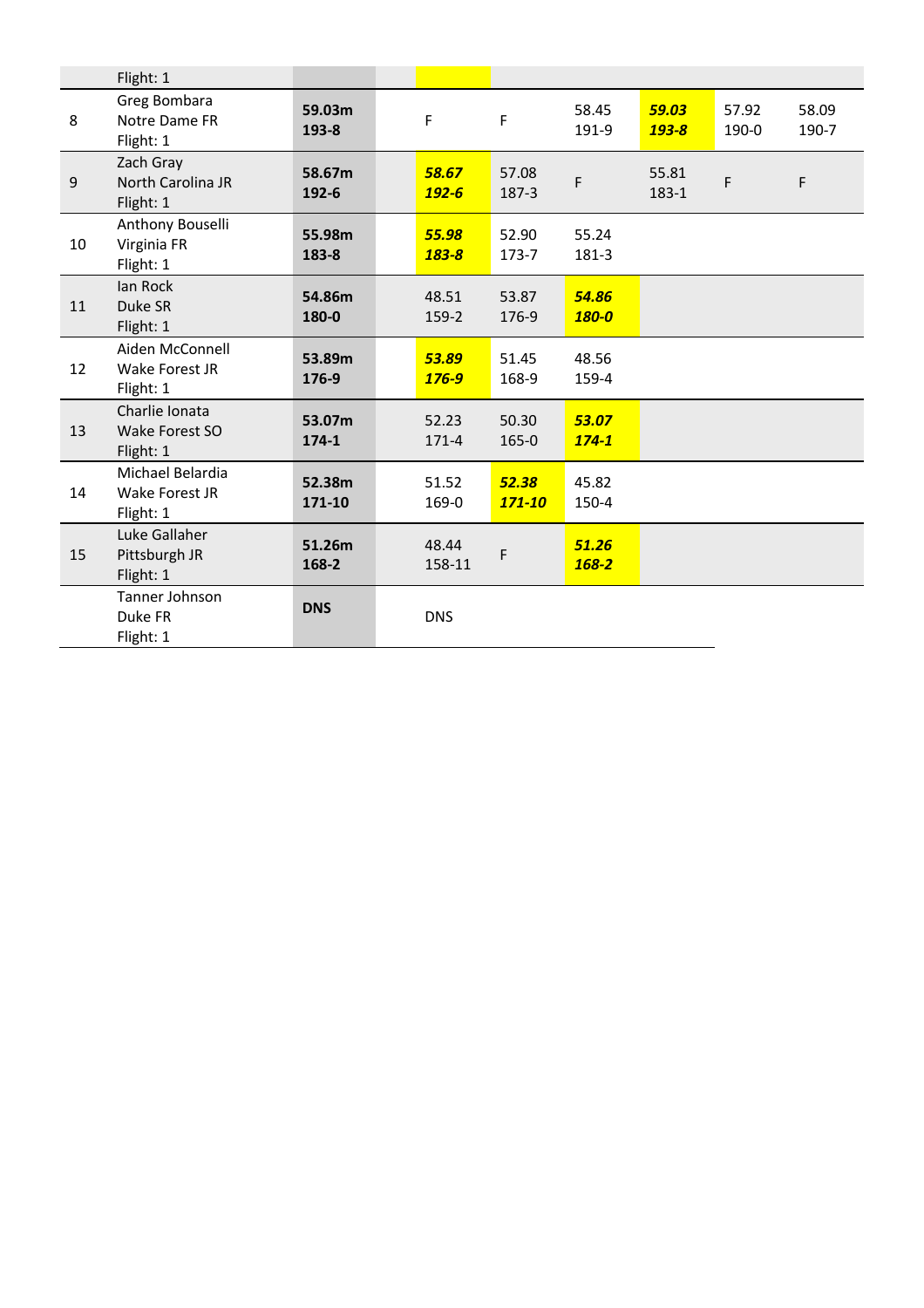| | | | | | | | | |
|---|---|---|---|---|---|---|---|---|
| | Flight: 1 | | | | | | | |
| 8 | Greg Bombara<br>Notre Dame FR<br>Flight: 1 | **59.03m**<br>**193-8** | F | F | 58.45<br>191-9 | ***59.03***<br>***193-8*** | 57.92<br>190-0 | 58.09<br>190-7 |
| 9 | Zach Gray<br>North Carolina JR<br>Flight: 1 | **58.67m**<br>**192-6** | ***58.67***<br>***192-6*** | 57.08<br>187-3 | F | 55.81<br>183-1 | F | F |
| 10 | Anthony Bouselli<br>Virginia FR<br>Flight: 1 | **55.98m**<br>**183-8** | ***55.98***<br>***183-8*** | 52.90<br>173-7 | 55.24<br>181-3 | | | |
| 11 | Ian Rock<br>Duke SR<br>Flight: 1 | **54.86m**<br>**180-0** | 48.51<br>159-2 | 53.87<br>176-9 | ***54.86***<br>***180-0*** | | | |
| 12 | Aiden McConnell<br>Wake Forest JR<br>Flight: 1 | **53.89m**<br>**176-9** | ***53.89***<br>***176-9*** | 51.45<br>168-9 | 48.56<br>159-4 | | | |
| 13 | Charlie Ionata<br>Wake Forest SO<br>Flight: 1 | **53.07m**<br>**174-1** | 52.23<br>171-4 | 50.30<br>165-0 | ***53.07***<br>***174-1*** | | | |
| 14 | Michael Belardia<br>Wake Forest JR<br>Flight: 1 | **52.38m**<br>**171-10** | 51.52<br>169-0 | ***52.38***<br>***171-10*** | 45.82<br>150-4 | | | |
| 15 | Luke Gallaher<br>Pittsburgh JR<br>Flight: 1 | **51.26m**<br>**168-2** | 48.44<br>158-11 | F | ***51.26***<br>***168-2*** | | | |
| | Tanner Johnson<br>Duke FR<br>Flight: 1 | **DNS** | DNS | | | | | |